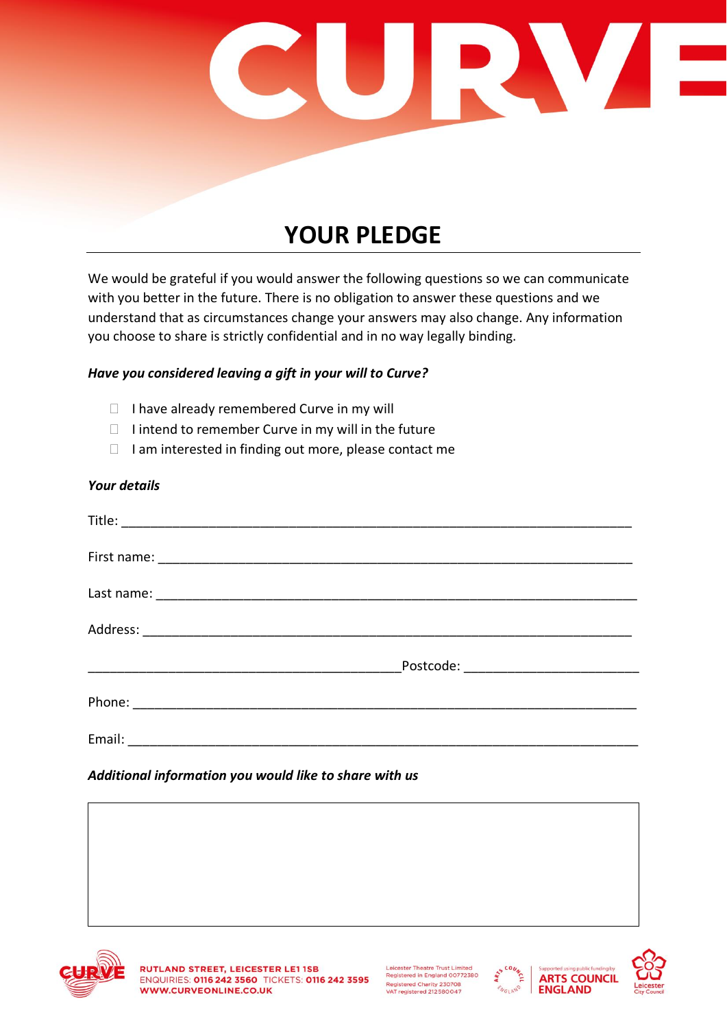# YOUR PLEDGE

We would be grateful if you would answer the following questions so we can communicate with you better in the future. There is no obligation to answer these questions and we understand that as circumstances change your answers may also change. Any information you choose to share is strictly confidential and in no way legally binding.

***Have you considered leaving a gift in your will to Curve?***

- ☐ I have already remembered Curve in my will
- ☐ I intend to remember Curve in my will in the future
- ☐ I am interested in finding out more, please contact me

***Your details***

Title: ___________________________________________________________________

First name: ______________________________________________________________

Last name: _______________________________________________________________

Address: _________________________________________________________________

__________________________________________ Postcode: _______________________

Phone: __________________________________________________________________

Email: ___________________________________________________________________

***Additional information you would like to share with us***

| |
|---|
| |

RUTLAND STREET, LEICESTER LE1 1SB
ENQUIRIES: **0116 242 3560** TICKETS: **0116 242 3595**
**WWW.CURVEONLINE.CO.UK**

Leicester Theatre Trust Limited
Registered in England 00772380
Registered Charity 230708
VAT registered 212580047

Supported using public funding by ARTS COUNCIL ENGLAND

Leicester City Council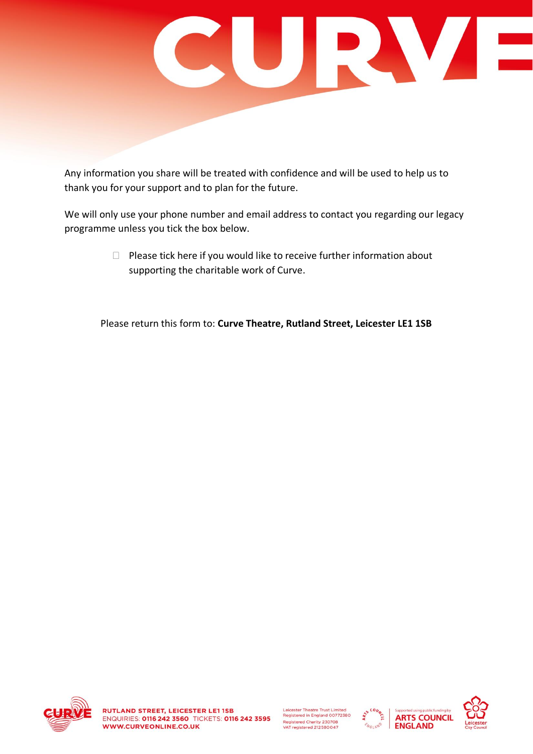Any information you share will be treated with confidence and will be used to help us to thank you for your support and to plan for the future.

We will only use your phone number and email address to contact you regarding our legacy programme unless you tick the box below.

- ☐ Please tick here if you would like to receive further information about supporting the charitable work of Curve.

Please return this form to: **Curve Theatre, Rutland Street, Leicester LE1 1SB**